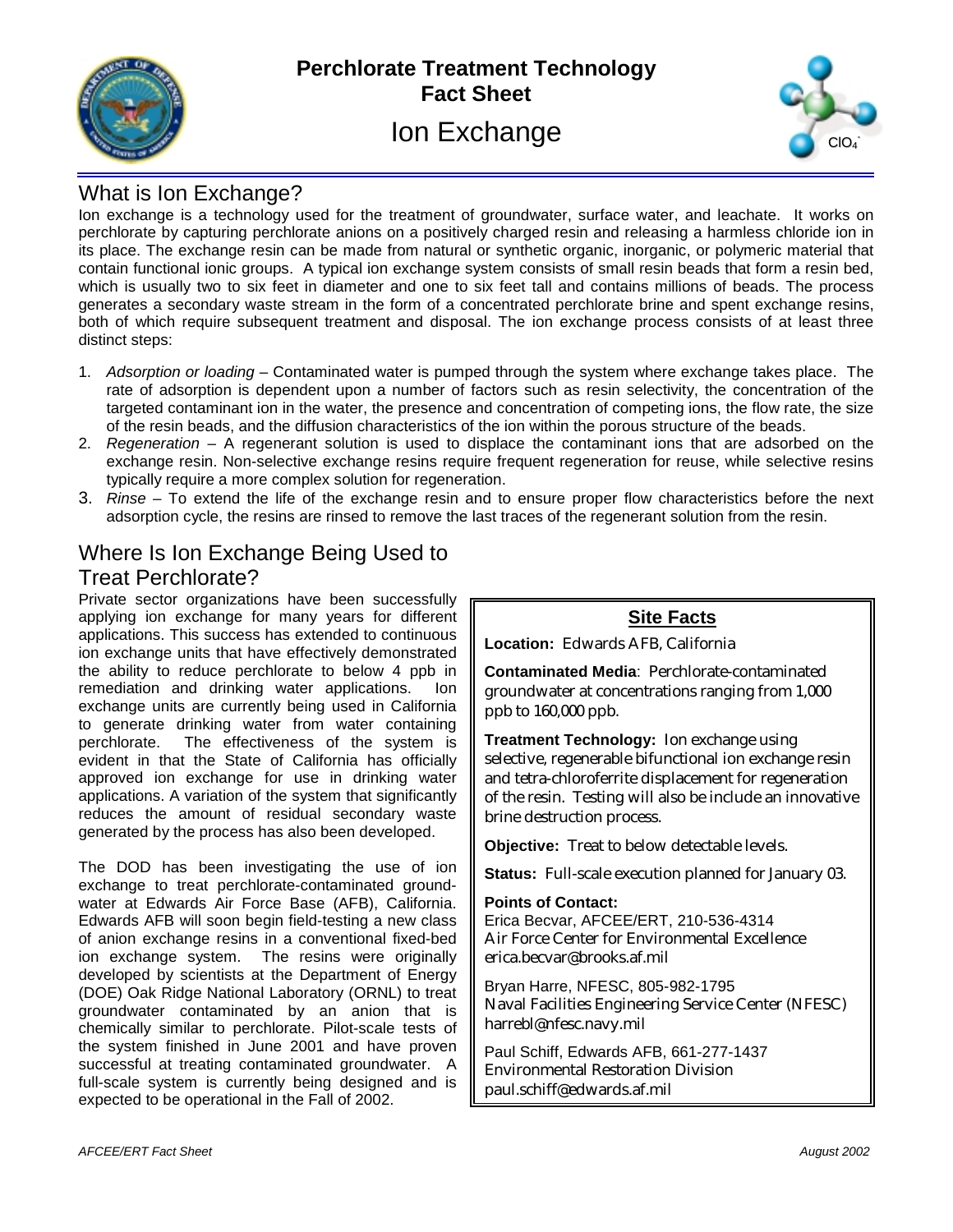# Perchlorate Treatment Technology Fact Sheet

# Ion Exchange

## What is Ion Exchange?

Ion exchange is a technology used for the treatment of groundwater, surface water, and leachate. It works on perchlorate by capturing perchlorate anions on a positively charged resin and releasing a harmless chloride ion in its place. The exchange resin can be made from natural or synthetic organic, inorganic, or polymeric material that contain functional ionic groups. A typical ion exchange system consists of small resin beads that form a resin bed, which is usually two to six feet in diameter and one to six feet tall and contains millions of beads. The process generates a secondary waste stream in the form of a concentrated perchlorate brine and spent exchange resins, both of which require subsequent treatment and disposal. The ion exchange process consists of at least three distinct steps:

1. *Adsorption or loading* – Contaminated water is pumped through the system where exchange takes place. The rate of adsorption is dependent upon a number of factors such as resin selectivity, the concentration of the targeted contaminant ion in the water, the presence and concentration of competing ions, the flow rate, the size of the resin beads, and the diffusion characteristics of the ion within the porous structure of the beads.
2. *Regeneration* – A regenerant solution is used to displace the contaminant ions that are adsorbed on the exchange resin. Non-selective exchange resins require frequent regeneration for reuse, while selective resins typically require a more complex solution for regeneration.
3. *Rinse* – To extend the life of the exchange resin and to ensure proper flow characteristics before the next adsorption cycle, the resins are rinsed to remove the last traces of the regenerant solution from the resin.

## Where Is Ion Exchange Being Used to Treat Perchlorate?

Private sector organizations have been successfully applying ion exchange for many years for different applications. This success has extended to continuous ion exchange units that have effectively demonstrated the ability to reduce perchlorate to below 4 ppb in remediation and drinking water applications. Ion exchange units are currently being used in California to generate drinking water from water containing perchlorate. The effectiveness of the system is evident in that the State of California has officially approved ion exchange for use in drinking water applications. A variation of the system that significantly reduces the amount of residual secondary waste generated by the process has also been developed.

The DOD has been investigating the use of ion exchange to treat perchlorate-contaminated groundwater at Edwards Air Force Base (AFB), California. Edwards AFB will soon begin field-testing a new class of anion exchange resins in a conventional fixed-bed ion exchange system. The resins were originally developed by scientists at the Department of Energy (DOE) Oak Ridge National Laboratory (ORNL) to treat groundwater contaminated by an anion that is chemically similar to perchlorate. Pilot-scale tests of the system finished in June 2001 and have proven successful at treating contaminated groundwater. A full-scale system is currently being designed and is expected to be operational in the Fall of 2002.

### Site Facts

**Location:** Edwards AFB, California

**Contaminated Media**: Perchlorate-contaminated groundwater at concentrations ranging from 1,000 ppb to 160,000 ppb.

**Treatment Technology:** Ion exchange using selective, regenerable bifunctional ion exchange resin and tetra-chloroferrite displacement for regeneration of the resin. Testing will also be include an innovative brine destruction process.

**Objective:** Treat to below detectable levels.

**Status:** Full-scale execution planned for January 03.

**Points of Contact:**

Erica Becvar, AFCEE/ERT, 210-536-4314
Air Force Center for Environmental Excellence
erica.becvar@brooks.af.mil

Bryan Harre, NFESC, 805-982-1795
Naval Facilities Engineering Service Center (NFESC)
harrebl@nfesc.navy.mil

Paul Schiff, Edwards AFB, 661-277-1437
Environmental Restoration Division
paul.schiff@edwards.af.mil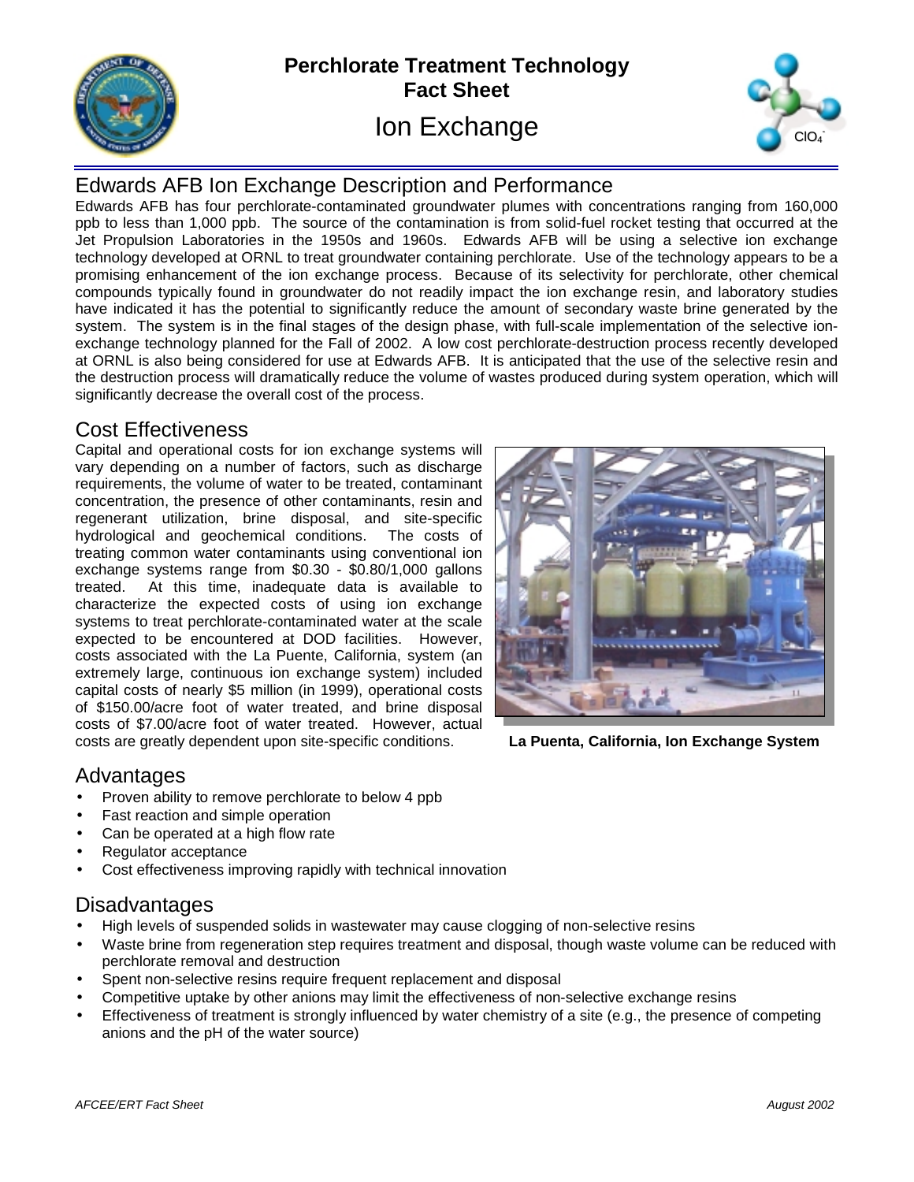# Perchlorate Treatment Technology Fact Sheet

# Ion Exchange

$ClO_4^-$

## Edwards AFB Ion Exchange Description and Performance

Edwards AFB has four perchlorate-contaminated groundwater plumes with concentrations ranging from 160,000 ppb to less than 1,000 ppb. The source of the contamination is from solid-fuel rocket testing that occurred at the Jet Propulsion Laboratories in the 1950s and 1960s. Edwards AFB will be using a selective ion exchange technology developed at ORNL to treat groundwater containing perchlorate. Use of the technology appears to be a promising enhancement of the ion exchange process. Because of its selectivity for perchlorate, other chemical compounds typically found in groundwater do not readily impact the ion exchange resin, and laboratory studies have indicated it has the potential to significantly reduce the amount of secondary waste brine generated by the system. The system is in the final stages of the design phase, with full-scale implementation of the selective ion-exchange technology planned for the Fall of 2002. A low cost perchlorate-destruction process recently developed at ORNL is also being considered for use at Edwards AFB. It is anticipated that the use of the selective resin and the destruction process will dramatically reduce the volume of wastes produced during system operation, which will significantly decrease the overall cost of the process.

## Cost Effectiveness

Capital and operational costs for ion exchange systems will vary depending on a number of factors, such as discharge requirements, the volume of water to be treated, contaminant concentration, the presence of other contaminants, resin and regenerant utilization, brine disposal, and site-specific hydrological and geochemical conditions. The costs of treating common water contaminants using conventional ion exchange systems range from \$0.30 - \$0.80/1,000 gallons treated. At this time, inadequate data is available to characterize the expected costs of using ion exchange systems to treat perchlorate-contaminated water at the scale expected to be encountered at DOD facilities. However, costs associated with the La Puente, California, system (an extremely large, continuous ion exchange system) included capital costs of nearly \$5 million (in 1999), operational costs of \$150.00/acre foot of water treated, and brine disposal costs of \$7.00/acre foot of water treated. However, actual costs are greatly dependent upon site-specific conditions.

**La Puenta, California, Ion Exchange System**

## Advantages

- Proven ability to remove perchlorate to below 4 ppb
- Fast reaction and simple operation
- Can be operated at a high flow rate
- Regulator acceptance
- Cost effectiveness improving rapidly with technical innovation

## Disadvantages

- High levels of suspended solids in wastewater may cause clogging of non-selective resins
- Waste brine from regeneration step requires treatment and disposal, though waste volume can be reduced with perchlorate removal and destruction
- Spent non-selective resins require frequent replacement and disposal
- Competitive uptake by other anions may limit the effectiveness of non-selective exchange resins
- Effectiveness of treatment is strongly influenced by water chemistry of a site (e.g., the presence of competing anions and the pH of the water source)